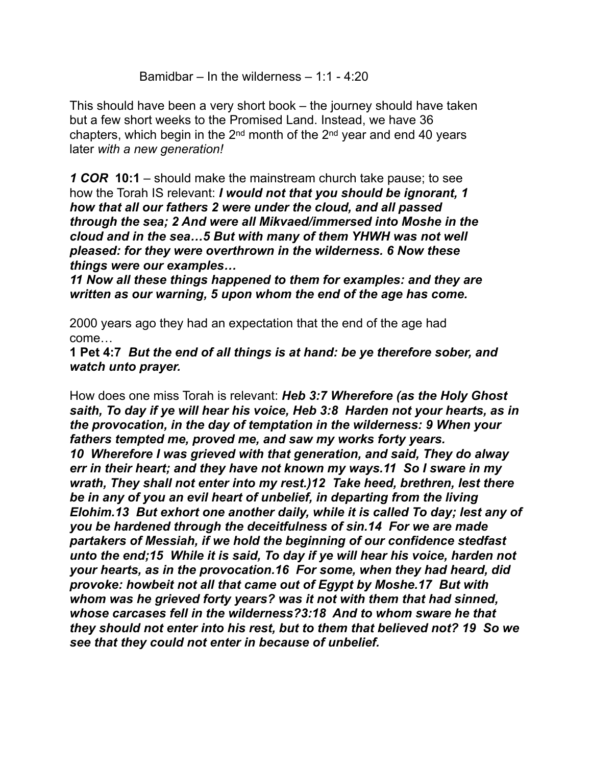Bamidbar – In the wilderness – 1:1 - 4:20

This should have been a very short book – the journey should have taken but a few short weeks to the Promised Land. Instead, we have 36 chapters, which begin in the 2nd month of the 2nd year and end 40 years later *with a new generation!*

***1 COR*** **10:1** – should make the mainstream church take pause; to see how the Torah IS relevant: ***I would not that you should be ignorant, 1 how that all our fathers 2 were under the cloud, and all passed through the sea; 2 And were all Mikvaed/immersed into Moshe in the cloud and in the sea…5 But with many of them YHWH was not well pleased: for they were overthrown in the wilderness. 6 Now these things were our examples…***

***11 Now all these things happened to them for examples: and they are written as our warning, 5 upon whom the end of the age has come.***

2000 years ago they had an expectation that the end of the age had come…

**1 Pet 4:7** ***But the end of all things is at hand: be ye therefore sober, and watch unto prayer.***

How does one miss Torah is relevant: ***Heb 3:7 Wherefore (as the Holy Ghost saith, To day if ye will hear his voice, Heb 3:8 Harden not your hearts, as in the provocation, in the day of temptation in the wilderness: 9 When your fathers tempted me, proved me, and saw my works forty years. 10 Wherefore I was grieved with that generation, and said, They do alway err in their heart; and they have not known my ways.11 So I sware in my wrath, They shall not enter into my rest.)12 Take heed, brethren, lest there be in any of you an evil heart of unbelief, in departing from the living Elohim.13 But exhort one another daily, while it is called To day; lest any of you be hardened through the deceitfulness of sin.14 For we are made partakers of Messiah, if we hold the beginning of our confidence stedfast unto the end;15 While it is said, To day if ye will hear his voice, harden not your hearts, as in the provocation.16 For some, when they had heard, did provoke: howbeit not all that came out of Egypt by Moshe.17 But with whom was he grieved forty years? was it not with them that had sinned, whose carcases fell in the wilderness?3:18 And to whom sware he that they should not enter into his rest, but to them that believed not? 19 So we see that they could not enter in because of unbelief.***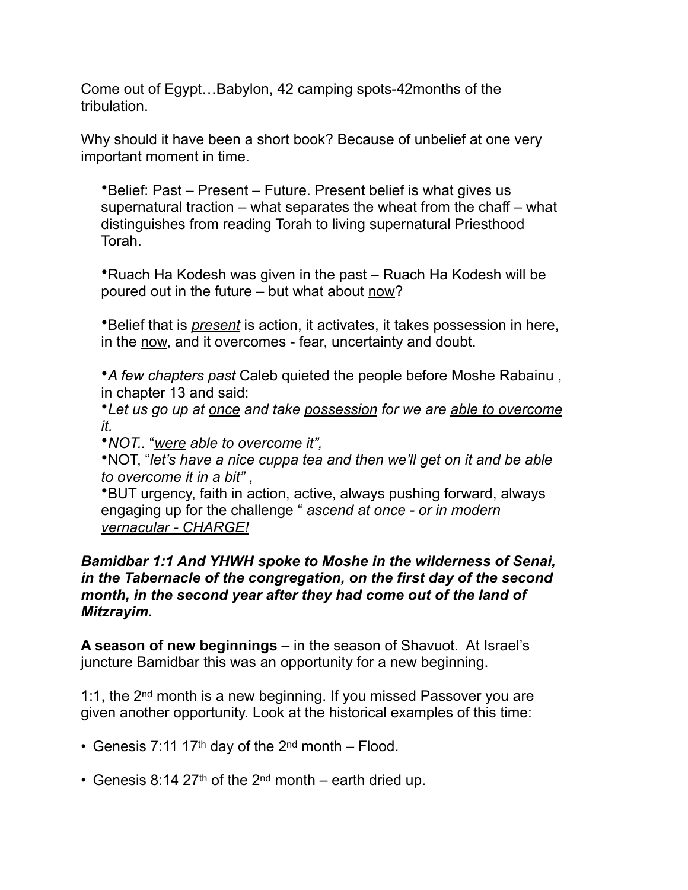Come out of Egypt…Babylon, 42 camping spots-42months of the tribulation.

Why should it have been a short book? Because of unbelief at one very important moment in time.

- Belief: Past – Present – Future. Present belief is what gives us supernatural traction – what separates the wheat from the chaff – what distinguishes from reading Torah to living supernatural Priesthood Torah.

- Ruach Ha Kodesh was given in the past – Ruach Ha Kodesh will be poured out in the future – but what about <u>now</u>?

- Belief that is <u>*present*</u> is action, it activates, it takes possession in here, in the <u>now</u>, and it overcomes - fear, uncertainty and doubt.

- *A few chapters past* Caleb quieted the people before Moshe Rabainu , in chapter 13 and said:
- *Let us go up at <u>once</u> and take <u>possession</u> for we are <u>able to overcome</u> it.*
- *NOT..* "*<u>were</u> able to overcome it",*
- NOT, "*let's have a nice cuppa tea and then we'll get on it and be able to overcome it in a bit"* ,
- BUT urgency, faith in action, active, always pushing forward, always engaging up for the challenge "<u>*ascend at once - or in modern vernacular - CHARGE!*</u>

***Bamidbar 1:1 And YHWH spoke to Moshe in the wilderness of Senai, in the Tabernacle of the congregation, on the first day of the second month, in the second year after they had come out of the land of Mitzrayim.***

**A season of new beginnings** – in the season of Shavuot. At Israel's juncture Bamidbar this was an opportunity for a new beginning.

1:1, the 2nd month is a new beginning. If you missed Passover you are given another opportunity. Look at the historical examples of this time:

- Genesis 7:11 17th day of the 2nd month – Flood.

- Genesis 8:14 27th of the 2nd month – earth dried up.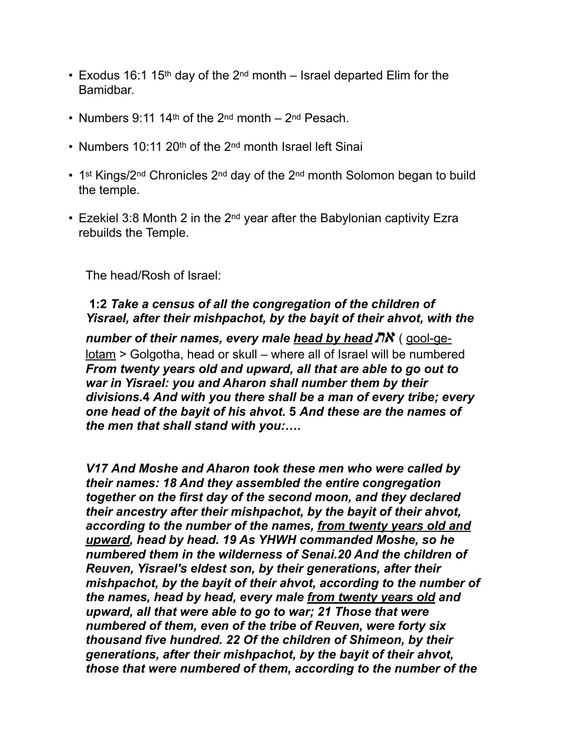- Exodus 16:1 15th day of the 2nd month – Israel departed Elim for the Bamidbar.

- Numbers 9:11 14th of the 2nd month – 2nd Pesach.

- Numbers 10:11 20th of the 2nd month Israel left Sinai

- 1st Kings/2nd Chronicles 2nd day of the 2nd month Solomon began to build the temple.

- Ezekiel 3:8 Month 2 in the 2nd year after the Babylonian captivity Ezra rebuilds the Temple.

The head/Rosh of Israel:

**1:2** ***Take a census of all the congregation of the children of Yisrael, after their mishpachot, by the bayit of their ahvot, with the number of their names, every male <u>head by head</u>*** **את** ( <u>gool-ge-lotam</u> > Golgotha, head or skull – where all of Israel will be numbered ***From twenty years old and upward, all that are able to go out to war in Yisrael: you and Aharon shall number them by their divisions.4 And with you there shall be a man of every tribe; every one head of the bayit of his ahvot. 5 And these are the names of the men that shall stand with you:….***

***V17 And Moshe and Aharon took these men who were called by their names: 18 And they assembled the entire congregation together on the first day of the second moon, and they declared their ancestry after their mishpachot, by the bayit of their ahvot, according to the number of the names, <u>from twenty years old and upward</u>, head by head. 19 As YHWH commanded Moshe, so he numbered them in the wilderness of Senai.20 And the children of Reuven, Yisrael's eldest son, by their generations, after their mishpachot, by the bayit of their ahvot, according to the number of the names, head by head, every male <u>from twenty years old</u> and upward, all that were able to go to war; 21 Those that were numbered of them, even of the tribe of Reuven, were forty six thousand five hundred. 22 Of the children of Shimeon, by their generations, after their mishpachot, by the bayit of their ahvot, those that were numbered of them, according to the number of the***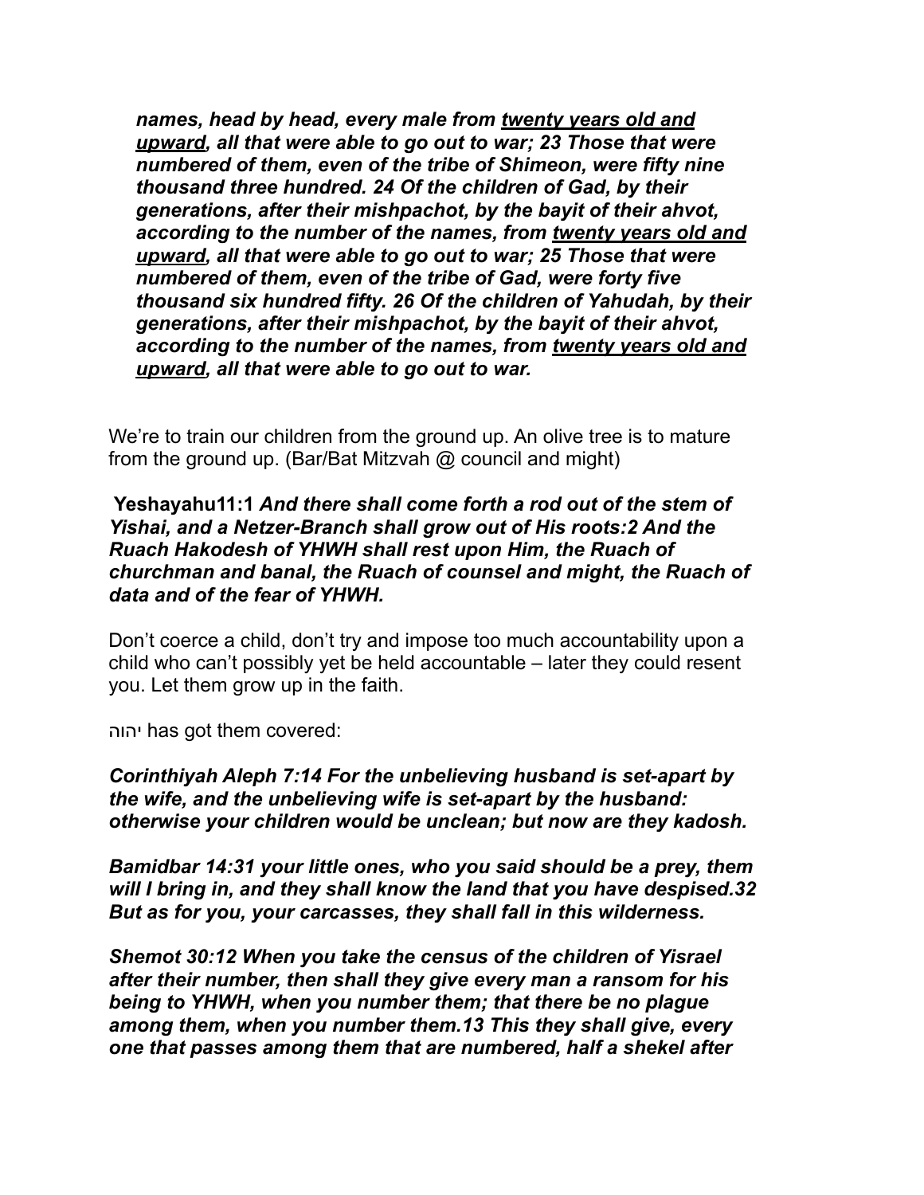*names, head by head, every male from <u>twenty years old and upward</u>, all that were able to go out to war; 23 Those that were numbered of them, even of the tribe of Shimeon, were fifty nine thousand three hundred. 24 Of the children of Gad, by their generations, after their mishpachot, by the bayit of their ahvot, according to the number of the names, from <u>twenty years old and upward</u>, all that were able to go out to war; 25 Those that were numbered of them, even of the tribe of Gad, were forty five thousand six hundred fifty. 26 Of the children of Yahudah, by their generations, after their mishpachot, by the bayit of their ahvot, according to the number of the names, from <u>twenty years old and upward</u>, all that were able to go out to war.*

We're to train our children from the ground up. An olive tree is to mature from the ground up. (Bar/Bat Mitzvah @ council and might)

**Yeshayahu11:1** ***And there shall come forth a rod out of the stem of Yishai, and a Netzer-Branch shall grow out of His roots:2 And the Ruach Hakodesh of YHWH shall rest upon Him, the Ruach of churchman and banal, the Ruach of counsel and might, the Ruach of data and of the fear of YHWH.***

Don't coerce a child, don't try and impose too much accountability upon a child who can't possibly yet be held accountable – later they could resent you. Let them grow up in the faith.

יהוה has got them covered:

***Corinthiyah Aleph 7:14 For the unbelieving husband is set-apart by the wife, and the unbelieving wife is set-apart by the husband: otherwise your children would be unclean; but now are they kadosh.***

***Bamidbar 14:31 your little ones, who you said should be a prey, them will I bring in, and they shall know the land that you have despised.32 But as for you, your carcasses, they shall fall in this wilderness.***

***Shemot 30:12 When you take the census of the children of Yisrael after their number, then shall they give every man a ransom for his being to YHWH, when you number them; that there be no plague among them, when you number them.13 This they shall give, every one that passes among them that are numbered, half a shekel after***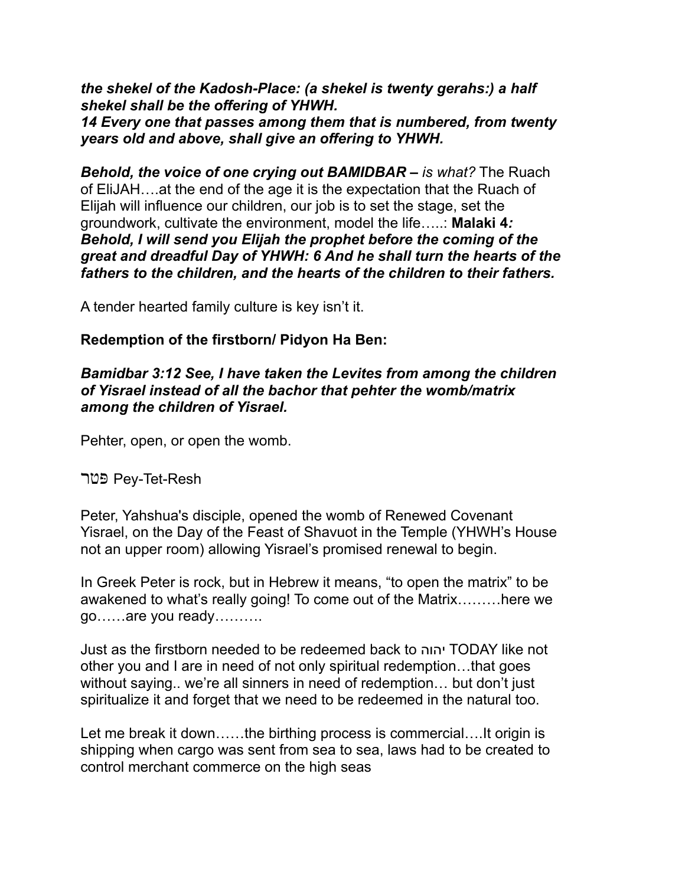***the shekel of the Kadosh-Place: (a shekel is twenty gerahs:) a half shekel shall be the offering of YHWH.***
***14 Every one that passes among them that is numbered, from twenty years old and above, shall give an offering to YHWH.***

***Behold, the voice of one crying out BAMIDBAR –*** *is what?* The Ruach of EliJAH….at the end of the age it is the expectation that the Ruach of Elijah will influence our children, our job is to set the stage, set the groundwork, cultivate the environment, model the life…..: **Malaki 4*:*** ***Behold, I will send you Elijah the prophet before the coming of the great and dreadful Day of YHWH: 6 And he shall turn the hearts of the fathers to the children, and the hearts of the children to their fathers.***

A tender hearted family culture is key isn't it.

**Redemption of the firstborn/ Pidyon Ha Ben:**

***Bamidbar 3:12 See, I have taken the Levites from among the children of Yisrael instead of all the bachor that pehter the womb/matrix among the children of Yisrael.***

Pehter, open, or open the womb.

פטר Pey-Tet-Resh

Peter, Yahshua's disciple, opened the womb of Renewed Covenant Yisrael, on the Day of the Feast of Shavuot in the Temple (YHWH's House not an upper room) allowing Yisrael's promised renewal to begin.

In Greek Peter is rock, but in Hebrew it means, "to open the matrix" to be awakened to what's really going! To come out of the Matrix………here we go……are you ready……….

Just as the firstborn needed to be redeemed back to יהוה TODAY like not other you and I are in need of not only spiritual redemption…that goes without saying.. we're all sinners in need of redemption… but don't just spiritualize it and forget that we need to be redeemed in the natural too.

Let me break it down……the birthing process is commercial….It origin is shipping when cargo was sent from sea to sea, laws had to be created to control merchant commerce on the high seas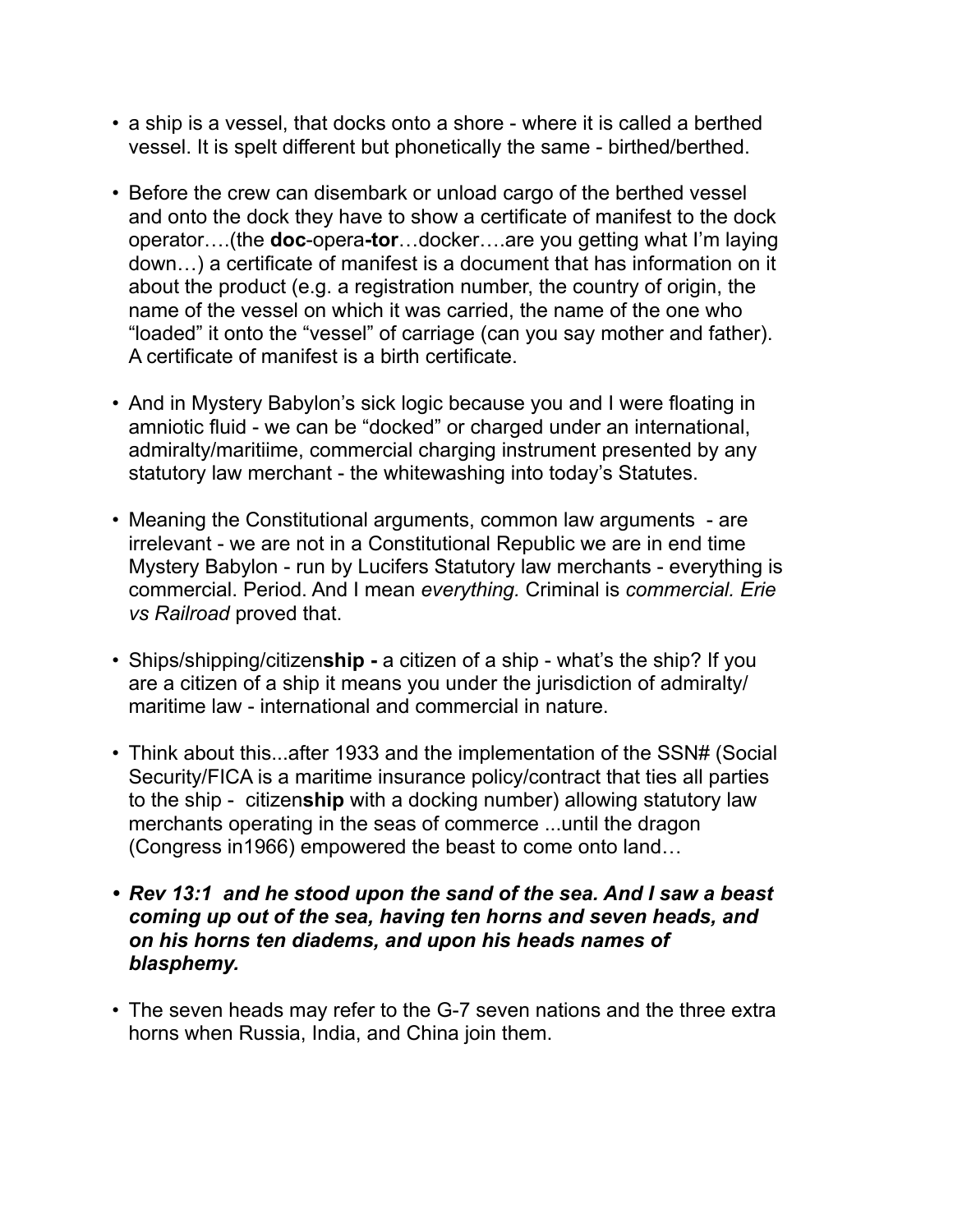- a ship is a vessel, that docks onto a shore - where it is called a berthed vessel. It is spelt different but phonetically the same - birthed/berthed.

- Before the crew can disembark or unload cargo of the berthed vessel and onto the dock they have to show a certificate of manifest to the dock operator….(the **doc**-opera**-tor**…docker….are you getting what I'm laying down…) a certificate of manifest is a document that has information on it about the product (e.g. a registration number, the country of origin, the name of the vessel on which it was carried, the name of the one who "loaded" it onto the "vessel" of carriage (can you say mother and father). A certificate of manifest is a birth certificate.

- And in Mystery Babylon's sick logic because you and I were floating in amniotic fluid - we can be "docked" or charged under an international, admiralty/maritiime, commercial charging instrument presented by any statutory law merchant - the whitewashing into today's Statutes.

- Meaning the Constitutional arguments, common law arguments - are irrelevant - we are not in a Constitutional Republic we are in end time Mystery Babylon - run by Lucifers Statutory law merchants - everything is commercial. Period. And I mean *everything.* Criminal is *commercial. Erie vs Railroad* proved that.

- Ships/shipping/citizen**ship -** a citizen of a ship - what's the ship? If you are a citizen of a ship it means you under the jurisdiction of admiralty/ maritime law - international and commercial in nature.

- Think about this...after 1933 and the implementation of the SSN# (Social Security/FICA is a maritime insurance policy/contract that ties all parties to the ship - citizen**ship** with a docking number) allowing statutory law merchants operating in the seas of commerce ...until the dragon (Congress in1966) empowered the beast to come onto land…

- ***Rev 13:1 and he stood upon the sand of the sea. And I saw a beast coming up out of the sea, having ten horns and seven heads, and on his horns ten diadems, and upon his heads names of blasphemy.***

- The seven heads may refer to the G-7 seven nations and the three extra horns when Russia, India, and China join them.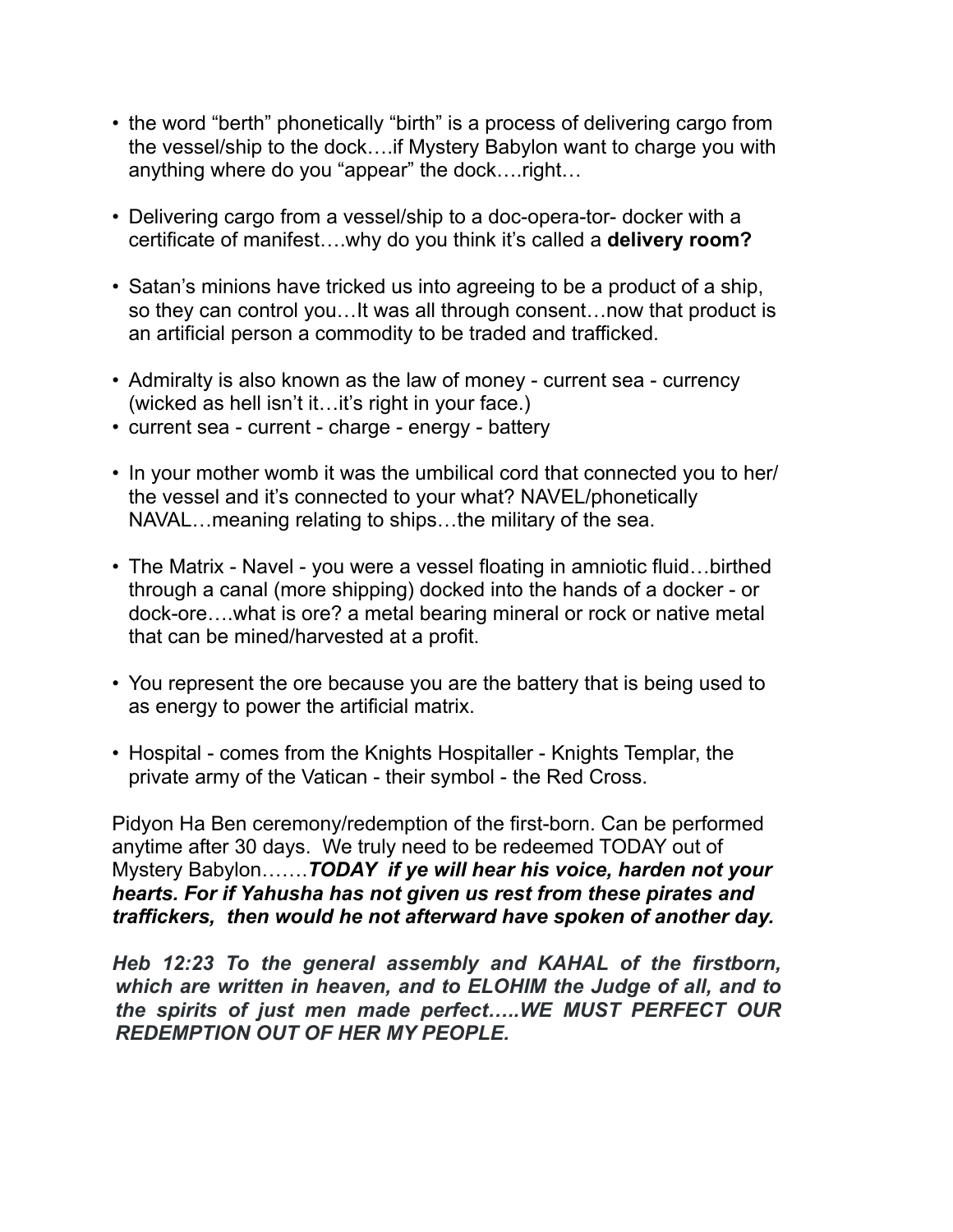- the word "berth" phonetically "birth" is a process of delivering cargo from the vessel/ship to the dock….if Mystery Babylon want to charge you with anything where do you "appear" the dock….right…

- Delivering cargo from a vessel/ship to a doc-opera-tor- docker with a certificate of manifest….why do you think it's called a **delivery room?**

- Satan's minions have tricked us into agreeing to be a product of a ship, so they can control you…It was all through consent…now that product is an artificial person a commodity to be traded and trafficked.

- Admiralty is also known as the law of money - current sea - currency (wicked as hell isn't it…it's right in your face.)
- current sea - current - charge - energy - battery

- In your mother womb it was the umbilical cord that connected you to her/ the vessel and it's connected to your what? NAVEL/phonetically NAVAL…meaning relating to ships…the military of the sea.

- The Matrix - Navel - you were a vessel floating in amniotic fluid…birthed through a canal (more shipping) docked into the hands of a docker - or dock-ore….what is ore? a metal bearing mineral or rock or native metal that can be mined/harvested at a profit.

- You represent the ore because you are the battery that is being used to as energy to power the artificial matrix.

- Hospital - comes from the Knights Hospitaller - Knights Templar, the private army of the Vatican - their symbol - the Red Cross.

Pidyon Ha Ben ceremony/redemption of the first-born. Can be performed anytime after 30 days. We truly need to be redeemed TODAY out of Mystery Babylon…….***TODAY if ye will hear his voice, harden not your hearts. For if Yahusha has not given us rest from these pirates and traffickers, then would he not afterward have spoken of another day.***

***Heb 12:23 To the general assembly and KAHAL of the firstborn, which are written in heaven, and to ELOHIM the Judge of all, and to the spirits of just men made perfect…..WE MUST PERFECT OUR REDEMPTION OUT OF HER MY PEOPLE.***